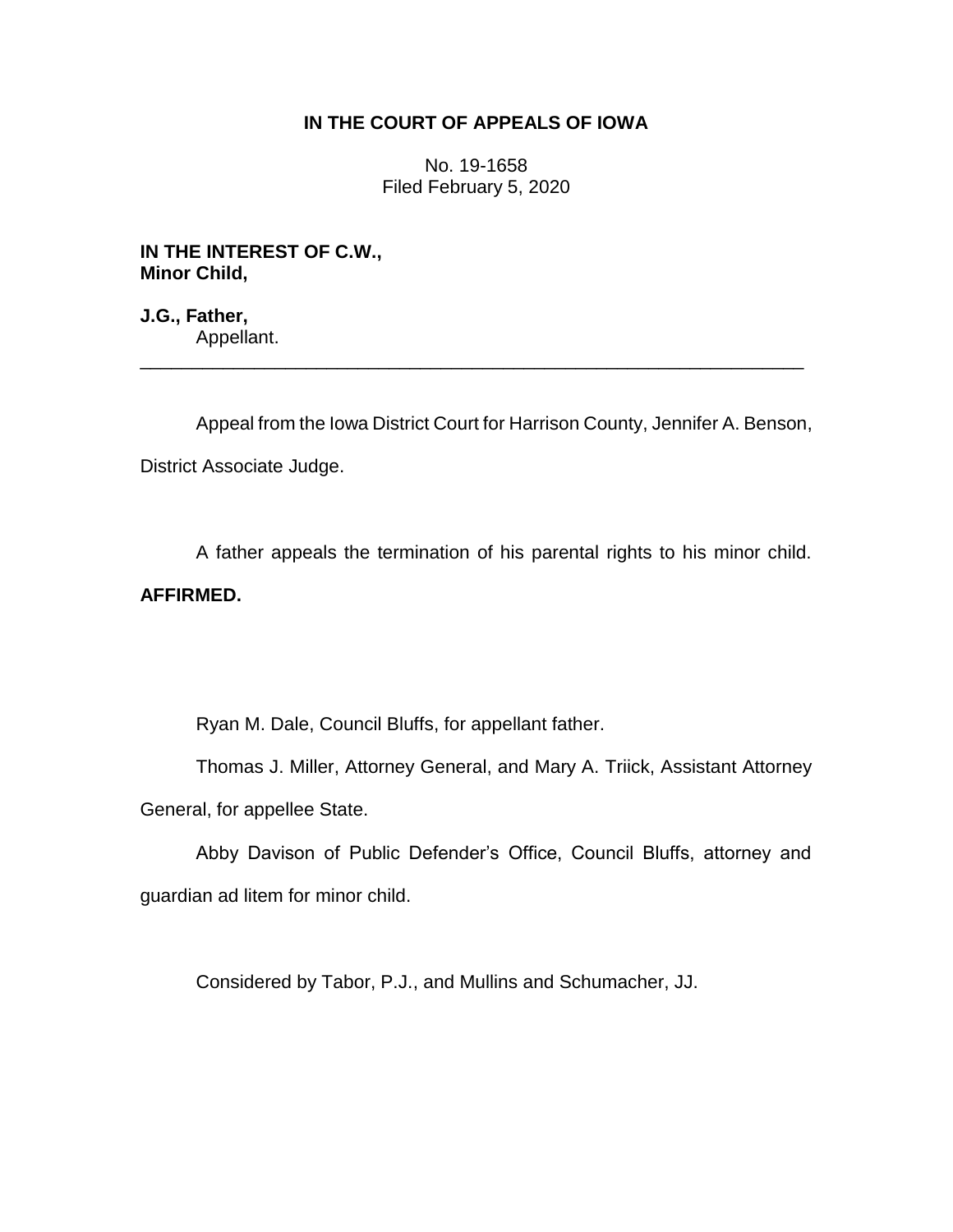**IN THE COURT OF APPEALS OF IOWA**

No. 19-1658
Filed February 5, 2020

**IN THE INTEREST OF C.W.,
Minor Child,**

**J.G., Father,**
Appellant.

---

Appeal from the Iowa District Court for Harrison County, Jennifer A. Benson, District Associate Judge.

A father appeals the termination of his parental rights to his minor child. **AFFIRMED.**

Ryan M. Dale, Council Bluffs, for appellant father.

Thomas J. Miller, Attorney General, and Mary A. Triick, Assistant Attorney General, for appellee State.

Abby Davison of Public Defender's Office, Council Bluffs, attorney and guardian ad litem for minor child.

Considered by Tabor, P.J., and Mullins and Schumacher, JJ.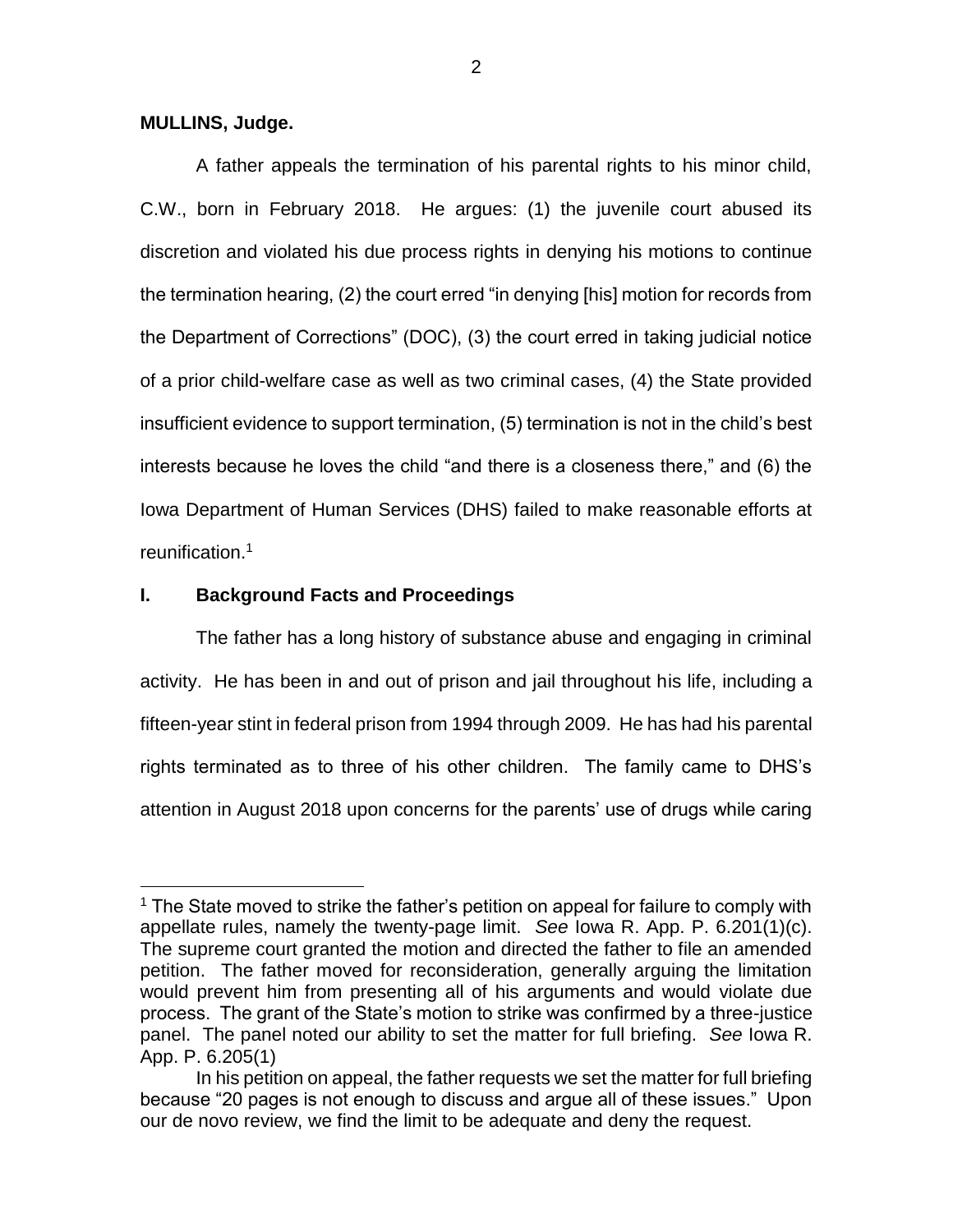**MULLINS, Judge.**

A father appeals the termination of his parental rights to his minor child, C.W., born in February 2018. He argues: (1) the juvenile court abused its discretion and violated his due process rights in denying his motions to continue the termination hearing, (2) the court erred "in denying [his] motion for records from the Department of Corrections" (DOC), (3) the court erred in taking judicial notice of a prior child-welfare case as well as two criminal cases, (4) the State provided insufficient evidence to support termination, (5) termination is not in the child's best interests because he loves the child "and there is a closeness there," and (6) the Iowa Department of Human Services (DHS) failed to make reasonable efforts at reunification.[1]

## I. Background Facts and Proceedings

The father has a long history of substance abuse and engaging in criminal activity. He has been in and out of prison and jail throughout his life, including a fifteen-year stint in federal prison from 1994 through 2009. He has had his parental rights terminated as to three of his other children. The family came to DHS's attention in August 2018 upon concerns for the parents' use of drugs while caring

---

[1] The State moved to strike the father's petition on appeal for failure to comply with appellate rules, namely the twenty-page limit. *See* Iowa R. App. P. 6.201(1)(c). The supreme court granted the motion and directed the father to file an amended petition. The father moved for reconsideration, generally arguing the limitation would prevent him from presenting all of his arguments and would violate due process. The grant of the State's motion to strike was confirmed by a three-justice panel. The panel noted our ability to set the matter for full briefing. *See* Iowa R. App. P. 6.205(1)

In his petition on appeal, the father requests we set the matter for full briefing because "20 pages is not enough to discuss and argue all of these issues." Upon our de novo review, we find the limit to be adequate and deny the request.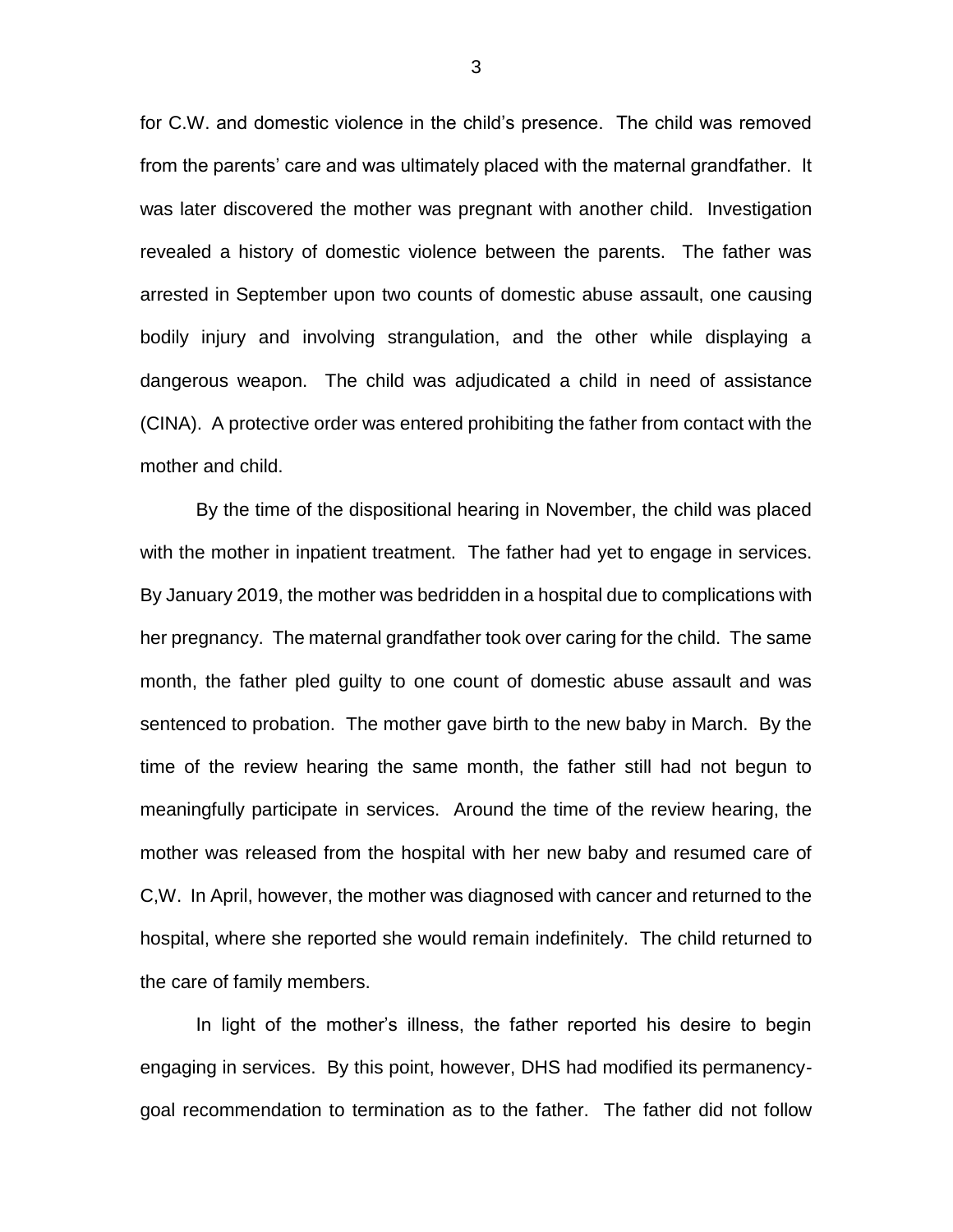for C.W. and domestic violence in the child's presence. The child was removed from the parents' care and was ultimately placed with the maternal grandfather. It was later discovered the mother was pregnant with another child. Investigation revealed a history of domestic violence between the parents. The father was arrested in September upon two counts of domestic abuse assault, one causing bodily injury and involving strangulation, and the other while displaying a dangerous weapon. The child was adjudicated a child in need of assistance (CINA). A protective order was entered prohibiting the father from contact with the mother and child.

By the time of the dispositional hearing in November, the child was placed with the mother in inpatient treatment. The father had yet to engage in services. By January 2019, the mother was bedridden in a hospital due to complications with her pregnancy. The maternal grandfather took over caring for the child. The same month, the father pled guilty to one count of domestic abuse assault and was sentenced to probation. The mother gave birth to the new baby in March. By the time of the review hearing the same month, the father still had not begun to meaningfully participate in services. Around the time of the review hearing, the mother was released from the hospital with her new baby and resumed care of C,W. In April, however, the mother was diagnosed with cancer and returned to the hospital, where she reported she would remain indefinitely. The child returned to the care of family members.

In light of the mother's illness, the father reported his desire to begin engaging in services. By this point, however, DHS had modified its permanency-goal recommendation to termination as to the father. The father did not follow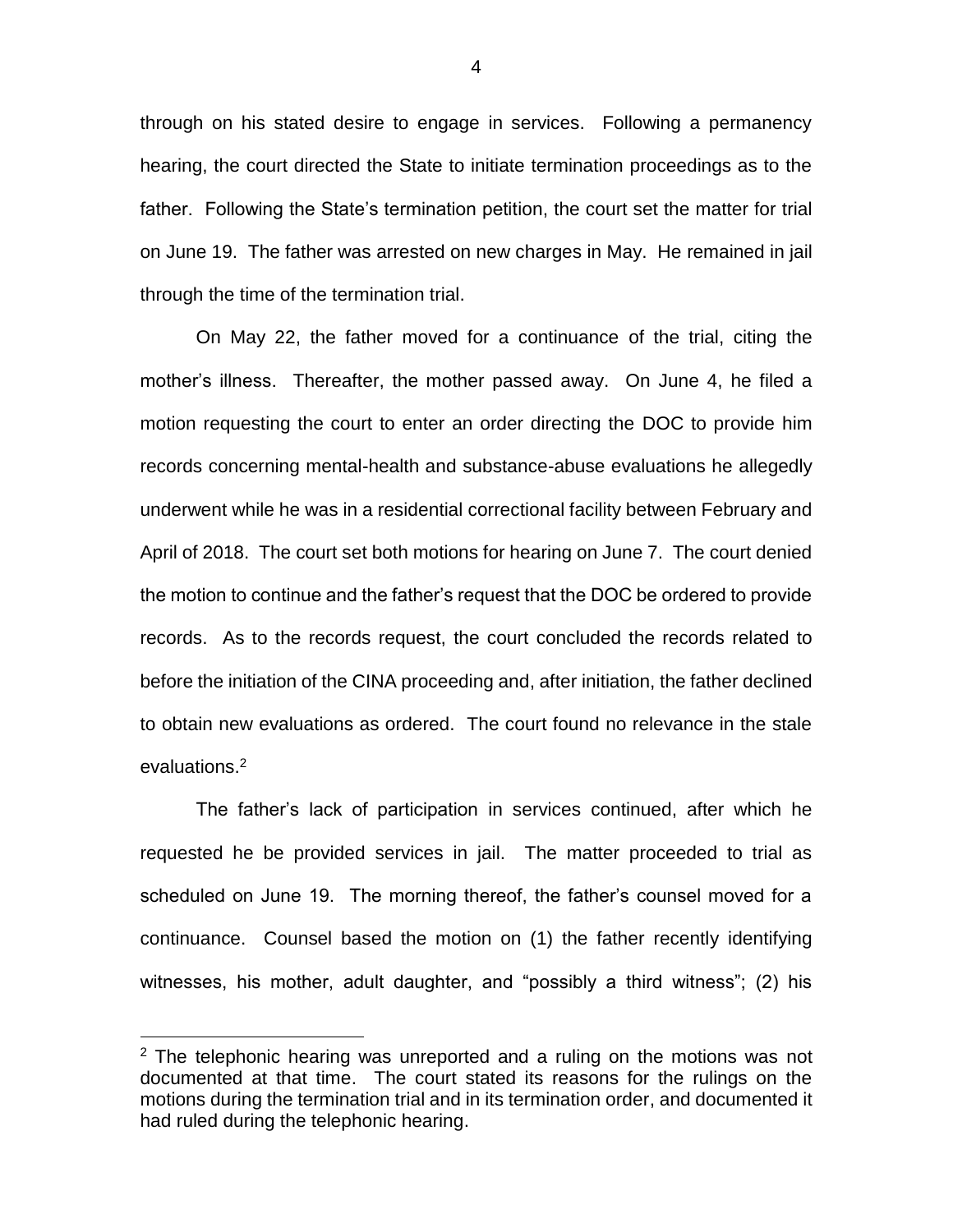through on his stated desire to engage in services. Following a permanency hearing, the court directed the State to initiate termination proceedings as to the father. Following the State's termination petition, the court set the matter for trial on June 19. The father was arrested on new charges in May. He remained in jail through the time of the termination trial.

On May 22, the father moved for a continuance of the trial, citing the mother's illness. Thereafter, the mother passed away. On June 4, he filed a motion requesting the court to enter an order directing the DOC to provide him records concerning mental-health and substance-abuse evaluations he allegedly underwent while he was in a residential correctional facility between February and April of 2018. The court set both motions for hearing on June 7. The court denied the motion to continue and the father's request that the DOC be ordered to provide records. As to the records request, the court concluded the records related to before the initiation of the CINA proceeding and, after initiation, the father declined to obtain new evaluations as ordered. The court found no relevance in the stale evaluations.[2]

The father's lack of participation in services continued, after which he requested he be provided services in jail. The matter proceeded to trial as scheduled on June 19. The morning thereof, the father's counsel moved for a continuance. Counsel based the motion on (1) the father recently identifying witnesses, his mother, adult daughter, and "possibly a third witness"; (2) his

[2] The telephonic hearing was unreported and a ruling on the motions was not documented at that time. The court stated its reasons for the rulings on the motions during the termination trial and in its termination order, and documented it had ruled during the telephonic hearing.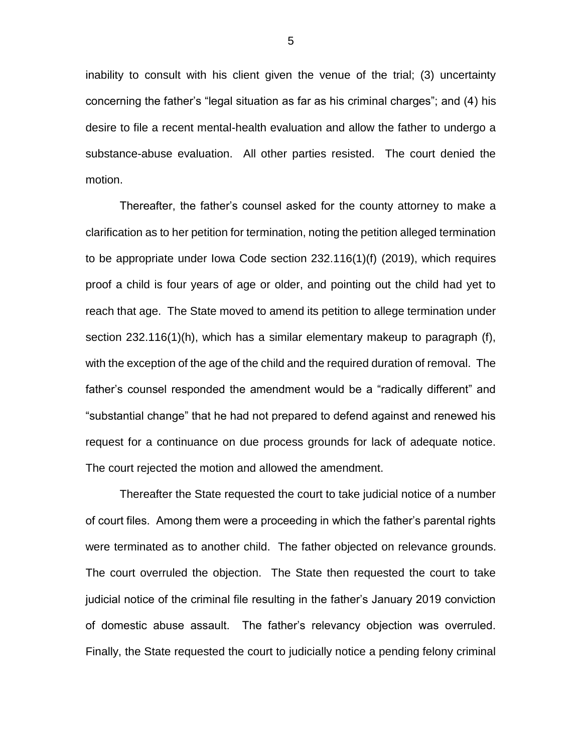inability to consult with his client given the venue of the trial; (3) uncertainty concerning the father's "legal situation as far as his criminal charges"; and (4) his desire to file a recent mental-health evaluation and allow the father to undergo a substance-abuse evaluation. All other parties resisted. The court denied the motion.

Thereafter, the father's counsel asked for the county attorney to make a clarification as to her petition for termination, noting the petition alleged termination to be appropriate under Iowa Code section 232.116(1)(f) (2019), which requires proof a child is four years of age or older, and pointing out the child had yet to reach that age. The State moved to amend its petition to allege termination under section 232.116(1)(h), which has a similar elementary makeup to paragraph (f), with the exception of the age of the child and the required duration of removal. The father's counsel responded the amendment would be a "radically different" and "substantial change" that he had not prepared to defend against and renewed his request for a continuance on due process grounds for lack of adequate notice. The court rejected the motion and allowed the amendment.

Thereafter the State requested the court to take judicial notice of a number of court files. Among them were a proceeding in which the father's parental rights were terminated as to another child. The father objected on relevance grounds. The court overruled the objection. The State then requested the court to take judicial notice of the criminal file resulting in the father's January 2019 conviction of domestic abuse assault. The father's relevancy objection was overruled. Finally, the State requested the court to judicially notice a pending felony criminal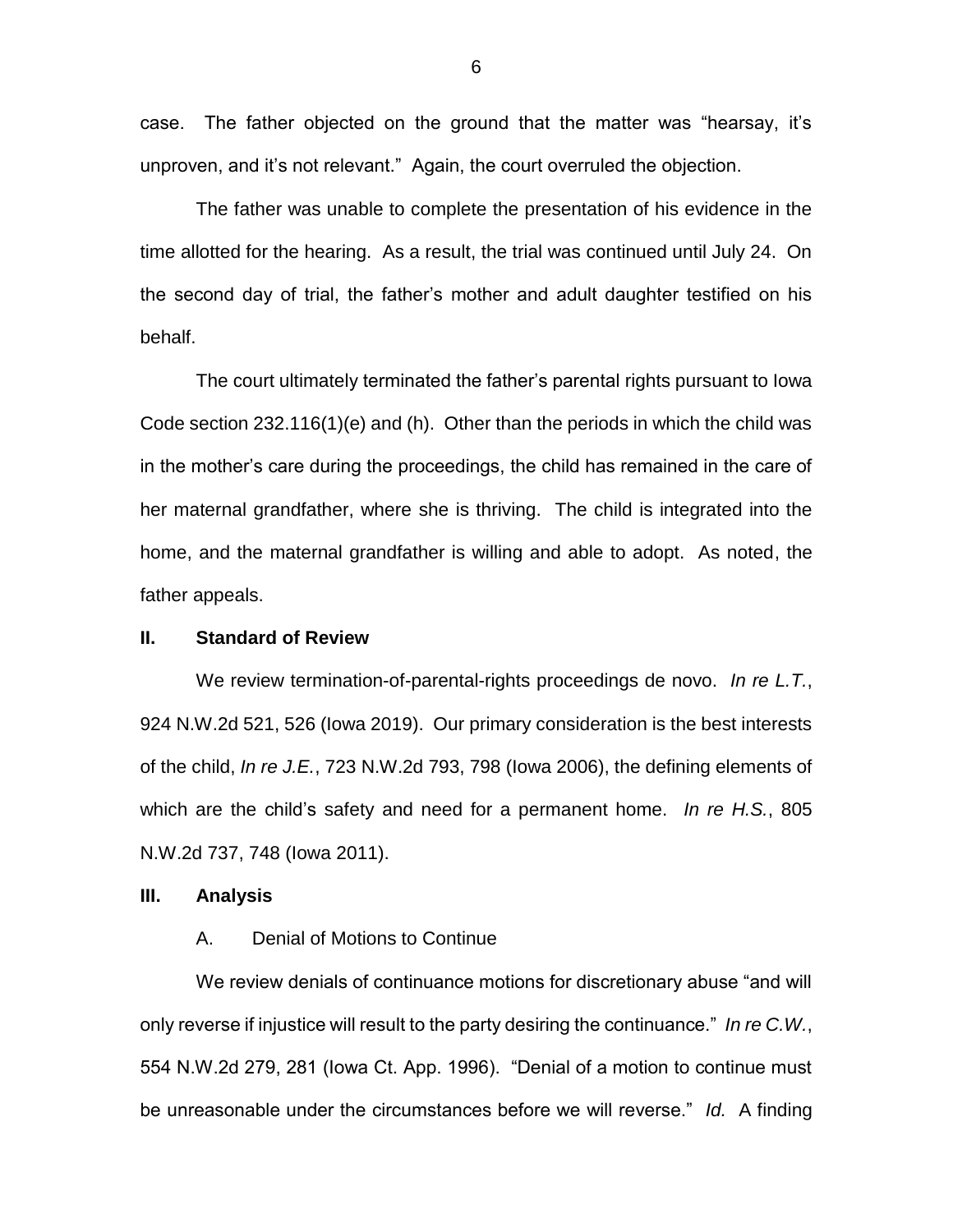case. The father objected on the ground that the matter was "hearsay, it's unproven, and it's not relevant." Again, the court overruled the objection.

The father was unable to complete the presentation of his evidence in the time allotted for the hearing. As a result, the trial was continued until July 24. On the second day of trial, the father's mother and adult daughter testified on his behalf.

The court ultimately terminated the father's parental rights pursuant to Iowa Code section 232.116(1)(e) and (h). Other than the periods in which the child was in the mother's care during the proceedings, the child has remained in the care of her maternal grandfather, where she is thriving. The child is integrated into the home, and the maternal grandfather is willing and able to adopt. As noted, the father appeals.

## II. Standard of Review

We review termination-of-parental-rights proceedings de novo. *In re L.T.*, 924 N.W.2d 521, 526 (Iowa 2019). Our primary consideration is the best interests of the child, *In re J.E.*, 723 N.W.2d 793, 798 (Iowa 2006), the defining elements of which are the child's safety and need for a permanent home. *In re H.S.*, 805 N.W.2d 737, 748 (Iowa 2011).

## III. Analysis

### A. Denial of Motions to Continue

We review denials of continuance motions for discretionary abuse "and will only reverse if injustice will result to the party desiring the continuance." *In re C.W.*, 554 N.W.2d 279, 281 (Iowa Ct. App. 1996). "Denial of a motion to continue must be unreasonable under the circumstances before we will reverse." *Id.* A finding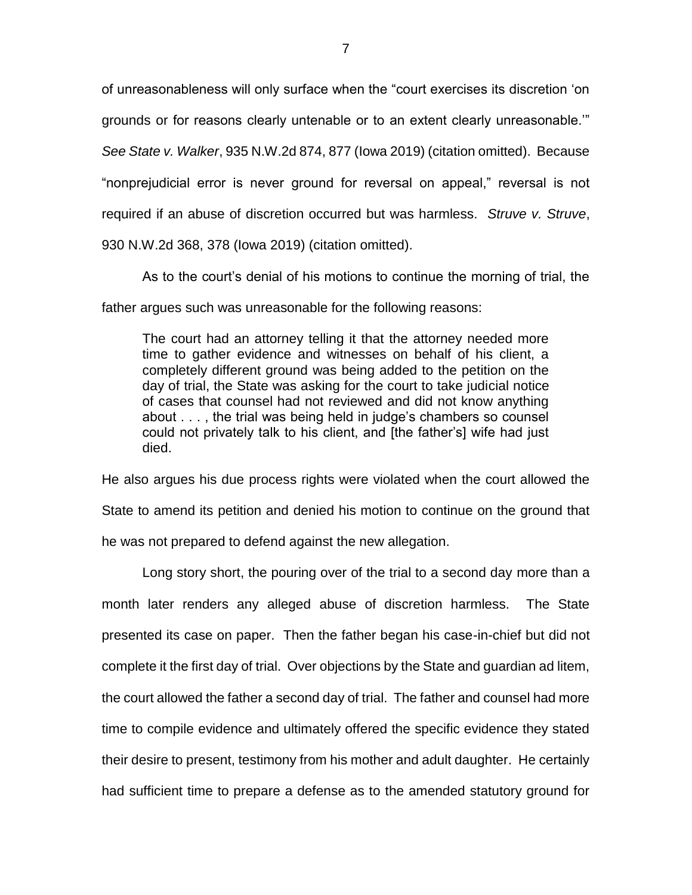of unreasonableness will only surface when the "court exercises its discretion 'on grounds or for reasons clearly untenable or to an extent clearly unreasonable.'" *See State v. Walker*, 935 N.W.2d 874, 877 (Iowa 2019) (citation omitted). Because "nonprejudicial error is never ground for reversal on appeal," reversal is not required if an abuse of discretion occurred but was harmless. *Struve v. Struve*, 930 N.W.2d 368, 378 (Iowa 2019) (citation omitted).

As to the court's denial of his motions to continue the morning of trial, the father argues such was unreasonable for the following reasons:

> The court had an attorney telling it that the attorney needed more time to gather evidence and witnesses on behalf of his client, a completely different ground was being added to the petition on the day of trial, the State was asking for the court to take judicial notice of cases that counsel had not reviewed and did not know anything about . . . , the trial was being held in judge's chambers so counsel could not privately talk to his client, and [the father's] wife had just died.

He also argues his due process rights were violated when the court allowed the State to amend its petition and denied his motion to continue on the ground that he was not prepared to defend against the new allegation.

Long story short, the pouring over of the trial to a second day more than a month later renders any alleged abuse of discretion harmless. The State presented its case on paper. Then the father began his case-in-chief but did not complete it the first day of trial. Over objections by the State and guardian ad litem, the court allowed the father a second day of trial. The father and counsel had more time to compile evidence and ultimately offered the specific evidence they stated their desire to present, testimony from his mother and adult daughter. He certainly had sufficient time to prepare a defense as to the amended statutory ground for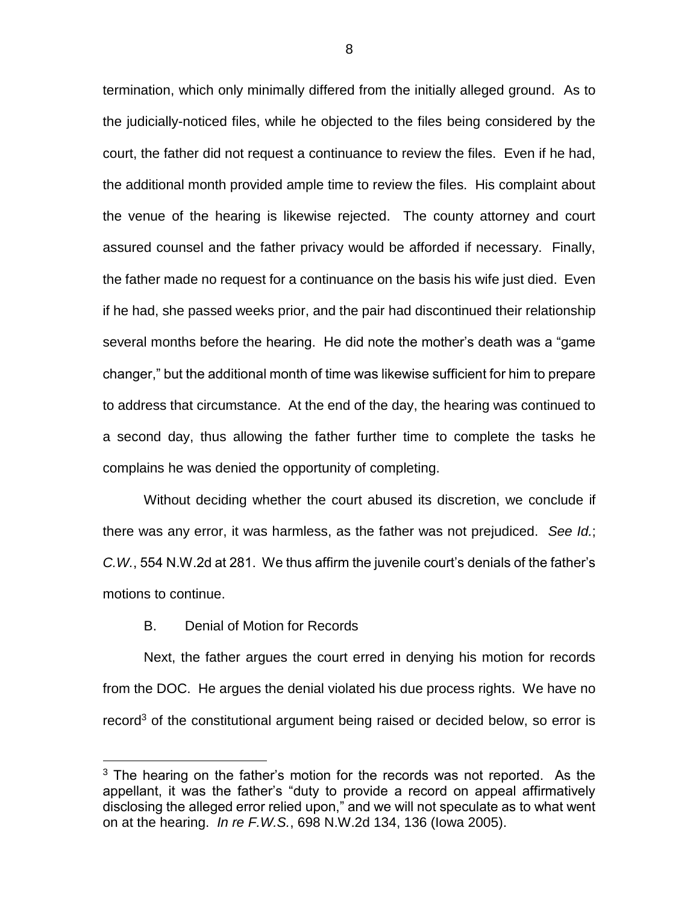termination, which only minimally differed from the initially alleged ground. As to the judicially-noticed files, while he objected to the files being considered by the court, the father did not request a continuance to review the files. Even if he had, the additional month provided ample time to review the files. His complaint about the venue of the hearing is likewise rejected. The county attorney and court assured counsel and the father privacy would be afforded if necessary. Finally, the father made no request for a continuance on the basis his wife just died. Even if he had, she passed weeks prior, and the pair had discontinued their relationship several months before the hearing. He did note the mother's death was a "game changer," but the additional month of time was likewise sufficient for him to prepare to address that circumstance. At the end of the day, the hearing was continued to a second day, thus allowing the father further time to complete the tasks he complains he was denied the opportunity of completing.

Without deciding whether the court abused its discretion, we conclude if there was any error, it was harmless, as the father was not prejudiced. *See Id.*; *C.W.*, 554 N.W.2d at 281. We thus affirm the juvenile court's denials of the father's motions to continue.

B. Denial of Motion for Records

Next, the father argues the court erred in denying his motion for records from the DOC. He argues the denial violated his due process rights. We have no record[3] of the constitutional argument being raised or decided below, so error is

[3] The hearing on the father's motion for the records was not reported. As the appellant, it was the father's "duty to provide a record on appeal affirmatively disclosing the alleged error relied upon," and we will not speculate as to what went on at the hearing. *In re F.W.S.*, 698 N.W.2d 134, 136 (Iowa 2005).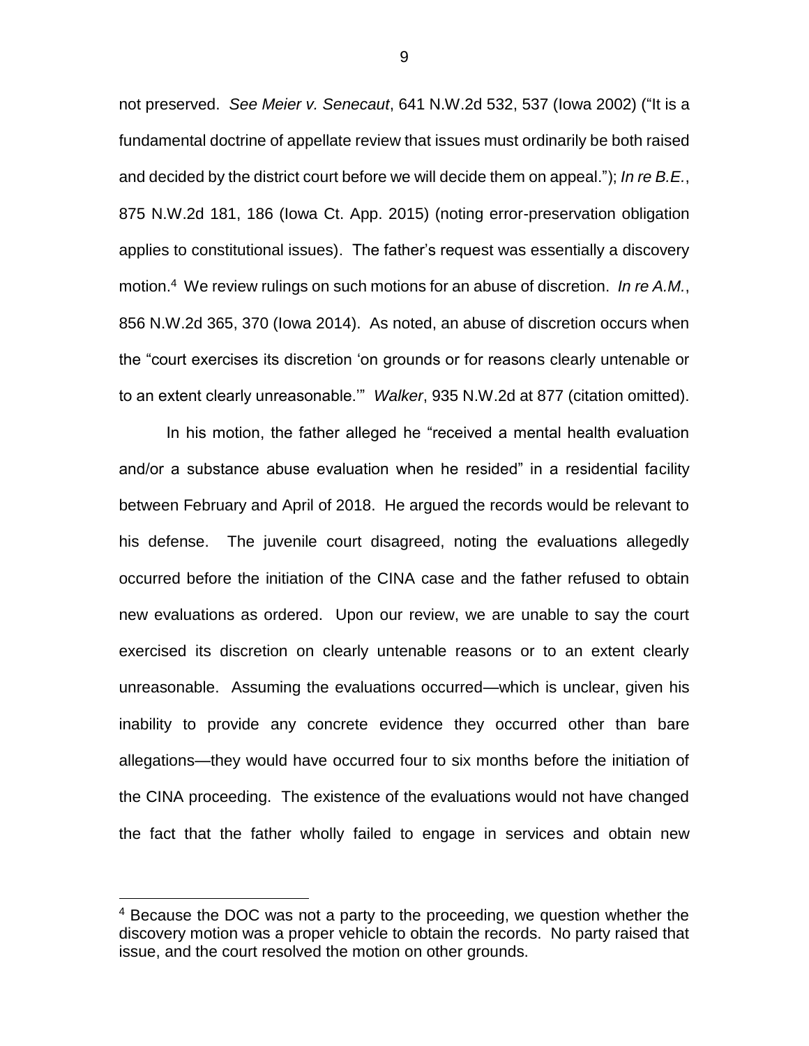not preserved. *See Meier v. Senecaut*, 641 N.W.2d 532, 537 (Iowa 2002) ("It is a fundamental doctrine of appellate review that issues must ordinarily be both raised and decided by the district court before we will decide them on appeal."); *In re B.E.*, 875 N.W.2d 181, 186 (Iowa Ct. App. 2015) (noting error-preservation obligation applies to constitutional issues). The father's request was essentially a discovery motion.[4] We review rulings on such motions for an abuse of discretion. *In re A.M.*, 856 N.W.2d 365, 370 (Iowa 2014). As noted, an abuse of discretion occurs when the "court exercises its discretion 'on grounds or for reasons clearly untenable or to an extent clearly unreasonable.'" *Walker*, 935 N.W.2d at 877 (citation omitted).

In his motion, the father alleged he "received a mental health evaluation and/or a substance abuse evaluation when he resided" in a residential facility between February and April of 2018. He argued the records would be relevant to his defense. The juvenile court disagreed, noting the evaluations allegedly occurred before the initiation of the CINA case and the father refused to obtain new evaluations as ordered. Upon our review, we are unable to say the court exercised its discretion on clearly untenable reasons or to an extent clearly unreasonable. Assuming the evaluations occurred—which is unclear, given his inability to provide any concrete evidence they occurred other than bare allegations—they would have occurred four to six months before the initiation of the CINA proceeding. The existence of the evaluations would not have changed the fact that the father wholly failed to engage in services and obtain new

[4] Because the DOC was not a party to the proceeding, we question whether the discovery motion was a proper vehicle to obtain the records. No party raised that issue, and the court resolved the motion on other grounds.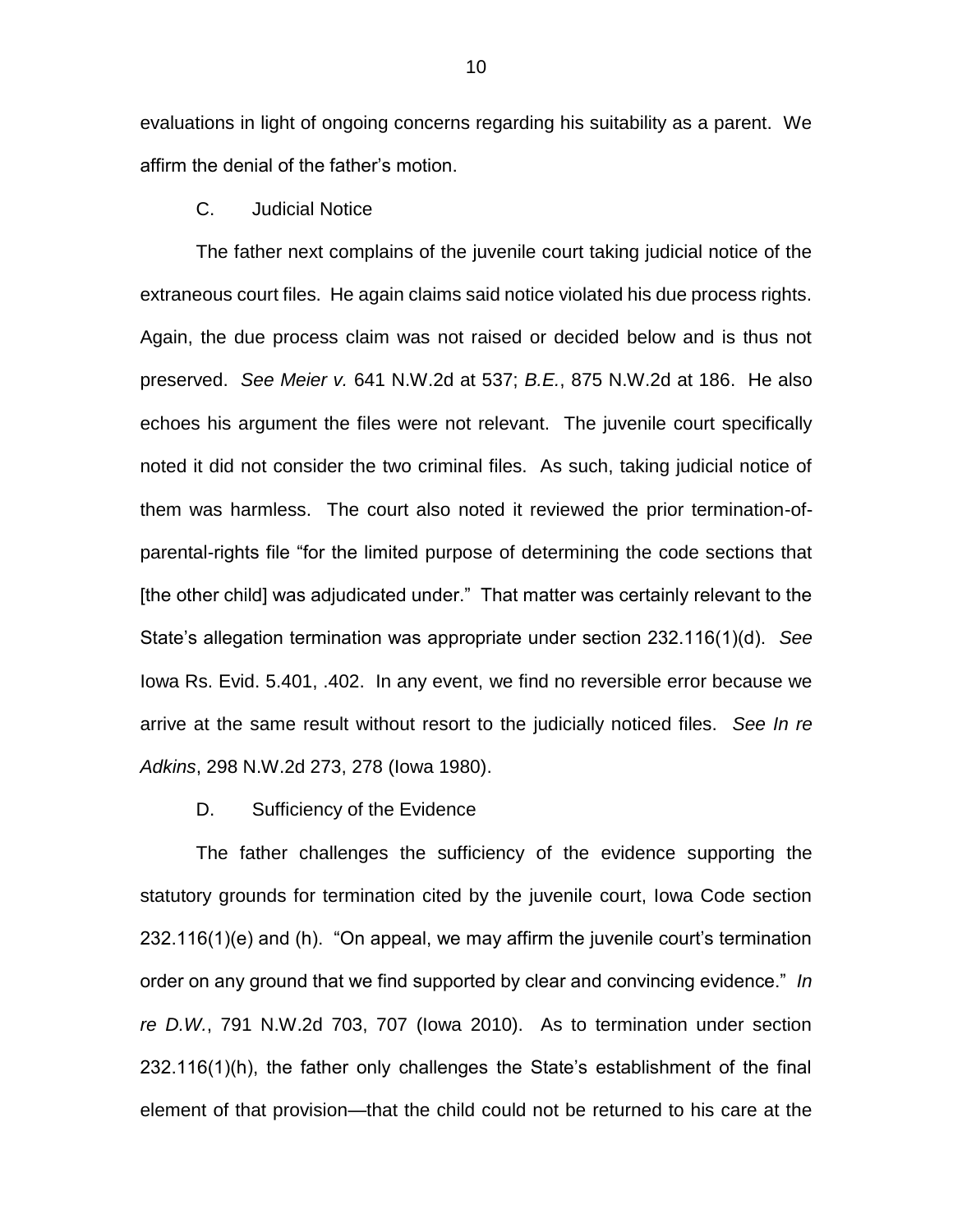evaluations in light of ongoing concerns regarding his suitability as a parent. We affirm the denial of the father's motion.

### C. Judicial Notice

The father next complains of the juvenile court taking judicial notice of the extraneous court files. He again claims said notice violated his due process rights. Again, the due process claim was not raised or decided below and is thus not preserved. *See Meier v.* 641 N.W.2d at 537; *B.E.*, 875 N.W.2d at 186. He also echoes his argument the files were not relevant. The juvenile court specifically noted it did not consider the two criminal files. As such, taking judicial notice of them was harmless. The court also noted it reviewed the prior termination-of-parental-rights file "for the limited purpose of determining the code sections that [the other child] was adjudicated under." That matter was certainly relevant to the State's allegation termination was appropriate under section 232.116(1)(d). *See* Iowa Rs. Evid. 5.401, .402. In any event, we find no reversible error because we arrive at the same result without resort to the judicially noticed files. *See In re Adkins*, 298 N.W.2d 273, 278 (Iowa 1980).

### D. Sufficiency of the Evidence

The father challenges the sufficiency of the evidence supporting the statutory grounds for termination cited by the juvenile court, Iowa Code section 232.116(1)(e) and (h). "On appeal, we may affirm the juvenile court's termination order on any ground that we find supported by clear and convincing evidence." *In re D.W.*, 791 N.W.2d 703, 707 (Iowa 2010). As to termination under section 232.116(1)(h), the father only challenges the State's establishment of the final element of that provision—that the child could not be returned to his care at the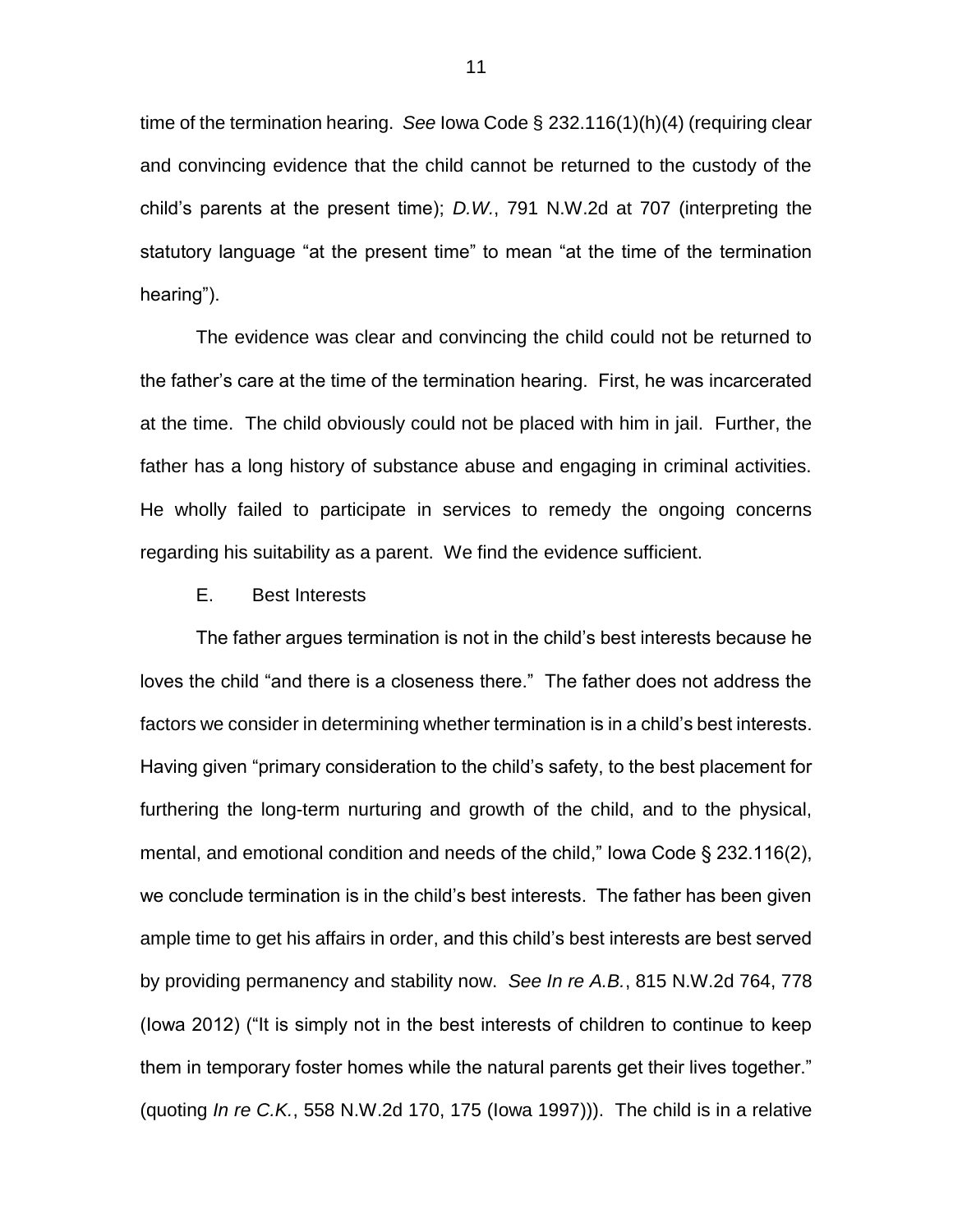time of the termination hearing. *See* Iowa Code § 232.116(1)(h)(4) (requiring clear and convincing evidence that the child cannot be returned to the custody of the child's parents at the present time); *D.W.*, 791 N.W.2d at 707 (interpreting the statutory language "at the present time" to mean "at the time of the termination hearing").

The evidence was clear and convincing the child could not be returned to the father's care at the time of the termination hearing. First, he was incarcerated at the time. The child obviously could not be placed with him in jail. Further, the father has a long history of substance abuse and engaging in criminal activities. He wholly failed to participate in services to remedy the ongoing concerns regarding his suitability as a parent. We find the evidence sufficient.

### E. Best Interests

The father argues termination is not in the child's best interests because he loves the child "and there is a closeness there." The father does not address the factors we consider in determining whether termination is in a child's best interests. Having given "primary consideration to the child's safety, to the best placement for furthering the long-term nurturing and growth of the child, and to the physical, mental, and emotional condition and needs of the child," Iowa Code § 232.116(2), we conclude termination is in the child's best interests. The father has been given ample time to get his affairs in order, and this child's best interests are best served by providing permanency and stability now. *See In re A.B.*, 815 N.W.2d 764, 778 (Iowa 2012) ("It is simply not in the best interests of children to continue to keep them in temporary foster homes while the natural parents get their lives together." (quoting *In re C.K.*, 558 N.W.2d 170, 175 (Iowa 1997))). The child is in a relative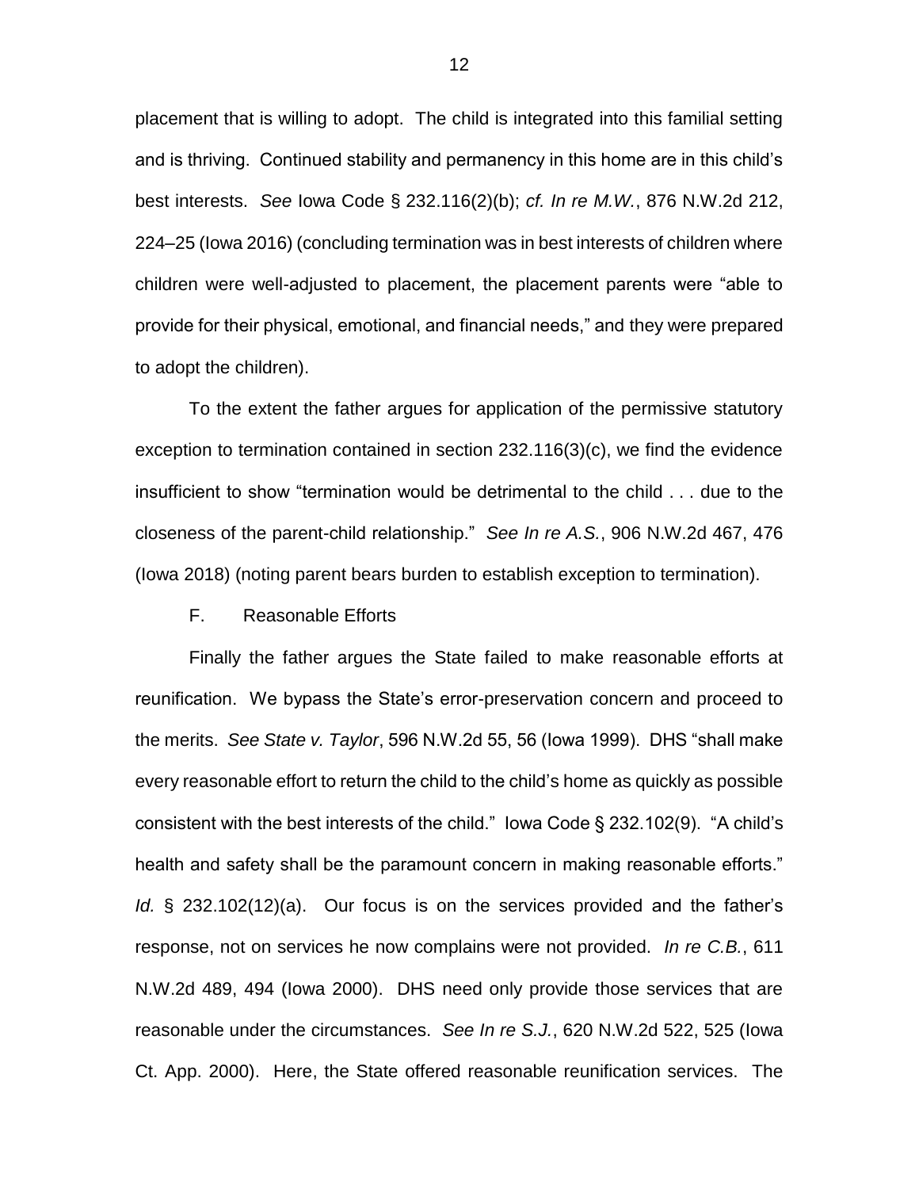placement that is willing to adopt. The child is integrated into this familial setting and is thriving. Continued stability and permanency in this home are in this child's best interests. *See* Iowa Code § 232.116(2)(b); *cf. In re M.W.*, 876 N.W.2d 212, 224–25 (Iowa 2016) (concluding termination was in best interests of children where children were well-adjusted to placement, the placement parents were "able to provide for their physical, emotional, and financial needs," and they were prepared to adopt the children).

To the extent the father argues for application of the permissive statutory exception to termination contained in section 232.116(3)(c), we find the evidence insufficient to show "termination would be detrimental to the child . . . due to the closeness of the parent-child relationship." *See In re A.S.*, 906 N.W.2d 467, 476 (Iowa 2018) (noting parent bears burden to establish exception to termination).

F. Reasonable Efforts

Finally the father argues the State failed to make reasonable efforts at reunification. We bypass the State's error-preservation concern and proceed to the merits. *See State v. Taylor*, 596 N.W.2d 55, 56 (Iowa 1999). DHS "shall make every reasonable effort to return the child to the child's home as quickly as possible consistent with the best interests of the child." Iowa Code § 232.102(9). "A child's health and safety shall be the paramount concern in making reasonable efforts." *Id.* § 232.102(12)(a). Our focus is on the services provided and the father's response, not on services he now complains were not provided. *In re C.B.*, 611 N.W.2d 489, 494 (Iowa 2000). DHS need only provide those services that are reasonable under the circumstances. *See In re S.J.*, 620 N.W.2d 522, 525 (Iowa Ct. App. 2000). Here, the State offered reasonable reunification services. The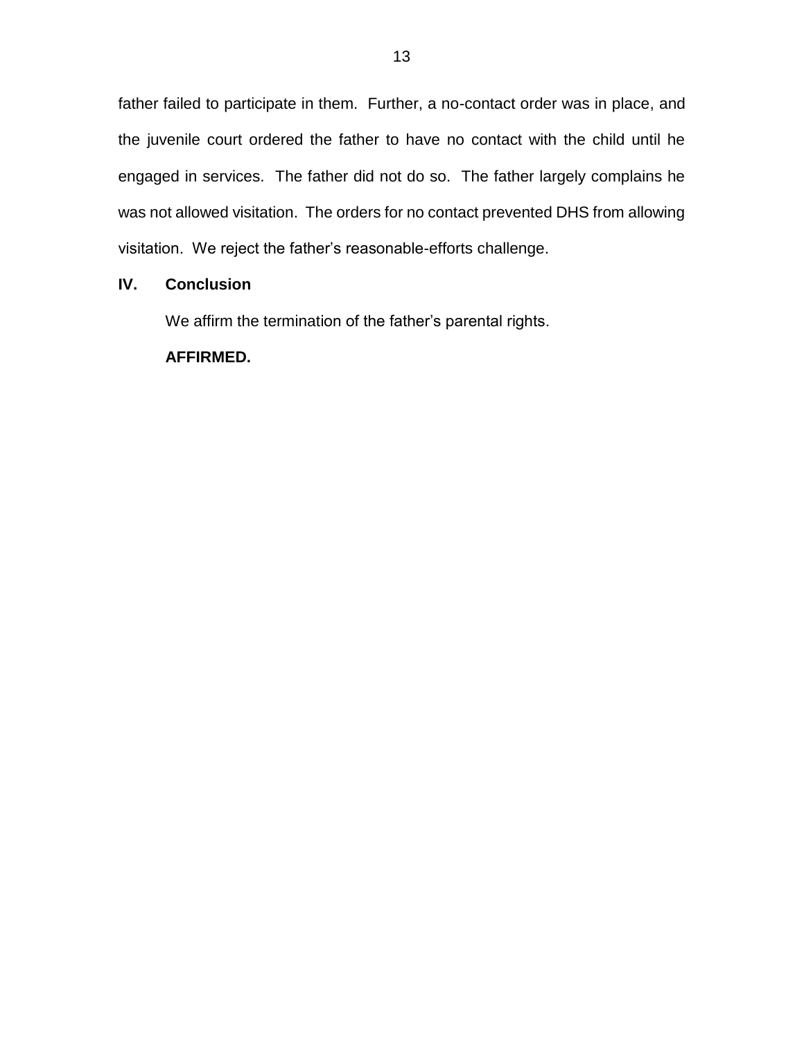father failed to participate in them. Further, a no-contact order was in place, and the juvenile court ordered the father to have no contact with the child until he engaged in services. The father did not do so. The father largely complains he was not allowed visitation. The orders for no contact prevented DHS from allowing visitation. We reject the father's reasonable-efforts challenge.

## IV. Conclusion

We affirm the termination of the father's parental rights.

**AFFIRMED.**